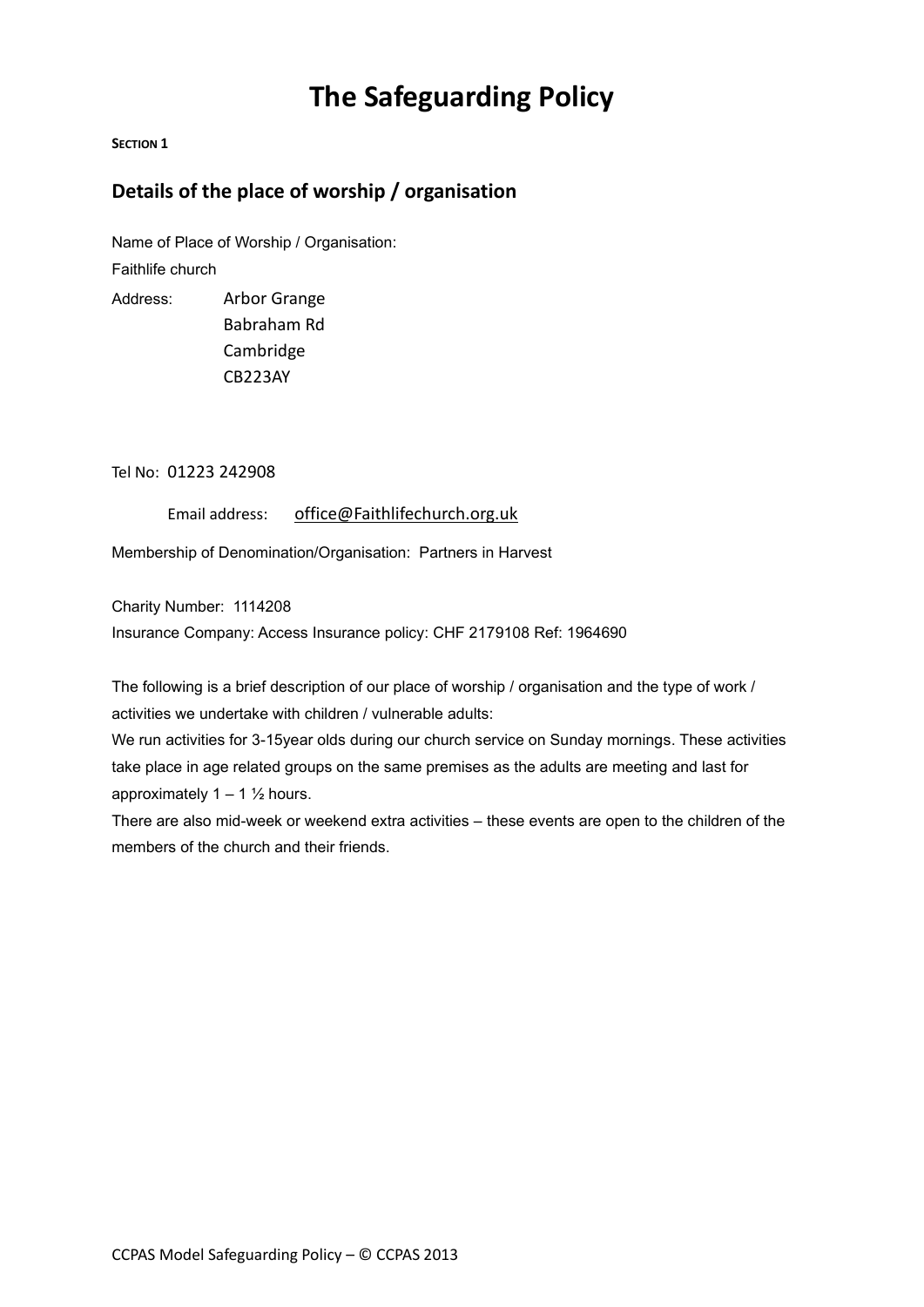# The Safeguarding Policy

**SECTION 1**

## Details of the place of worship / organisation

Name of Place of Worship / Organisation:

Faithlife church

Address: Arbor Grange
Babraham Rd
Cambridge
CB223AY

Tel No: 01223 242908

Email address: office@Faithlifechurch.org.uk

Membership of Denomination/Organisation: Partners in Harvest

Charity Number: 1114208

Insurance Company: Access Insurance policy: CHF 2179108 Ref: 1964690

The following is a brief description of our place of worship / organisation and the type of work / activities we undertake with children / vulnerable adults:

We run activities for 3-15year olds during our church service on Sunday mornings. These activities take place in age related groups on the same premises as the adults are meeting and last for approximately 1 – 1 ½ hours.

There are also mid-week or weekend extra activities – these events are open to the children of the members of the church and their friends.

CCPAS Model Safeguarding Policy – © CCPAS 2013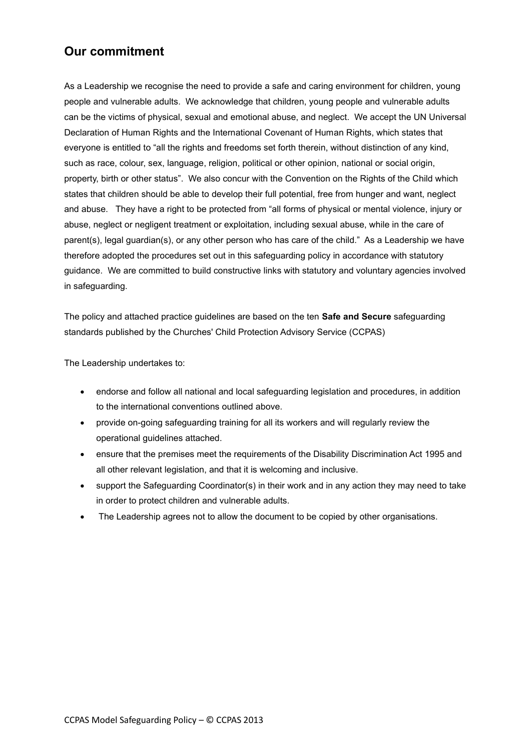## Our commitment

As a Leadership we recognise the need to provide a safe and caring environment for children, young people and vulnerable adults. We acknowledge that children, young people and vulnerable adults can be the victims of physical, sexual and emotional abuse, and neglect. We accept the UN Universal Declaration of Human Rights and the International Covenant of Human Rights, which states that everyone is entitled to "all the rights and freedoms set forth therein, without distinction of any kind, such as race, colour, sex, language, religion, political or other opinion, national or social origin, property, birth or other status". We also concur with the Convention on the Rights of the Child which states that children should be able to develop their full potential, free from hunger and want, neglect and abuse. They have a right to be protected from "all forms of physical or mental violence, injury or abuse, neglect or negligent treatment or exploitation, including sexual abuse, while in the care of parent(s), legal guardian(s), or any other person who has care of the child." As a Leadership we have therefore adopted the procedures set out in this safeguarding policy in accordance with statutory guidance. We are committed to build constructive links with statutory and voluntary agencies involved in safeguarding.

The policy and attached practice guidelines are based on the ten **Safe and Secure** safeguarding standards published by the Churches' Child Protection Advisory Service (CCPAS)

The Leadership undertakes to:

- endorse and follow all national and local safeguarding legislation and procedures, in addition to the international conventions outlined above.
- provide on-going safeguarding training for all its workers and will regularly review the operational guidelines attached.
- ensure that the premises meet the requirements of the Disability Discrimination Act 1995 and all other relevant legislation, and that it is welcoming and inclusive.
- support the Safeguarding Coordinator(s) in their work and in any action they may need to take in order to protect children and vulnerable adults.
- The Leadership agrees not to allow the document to be copied by other organisations.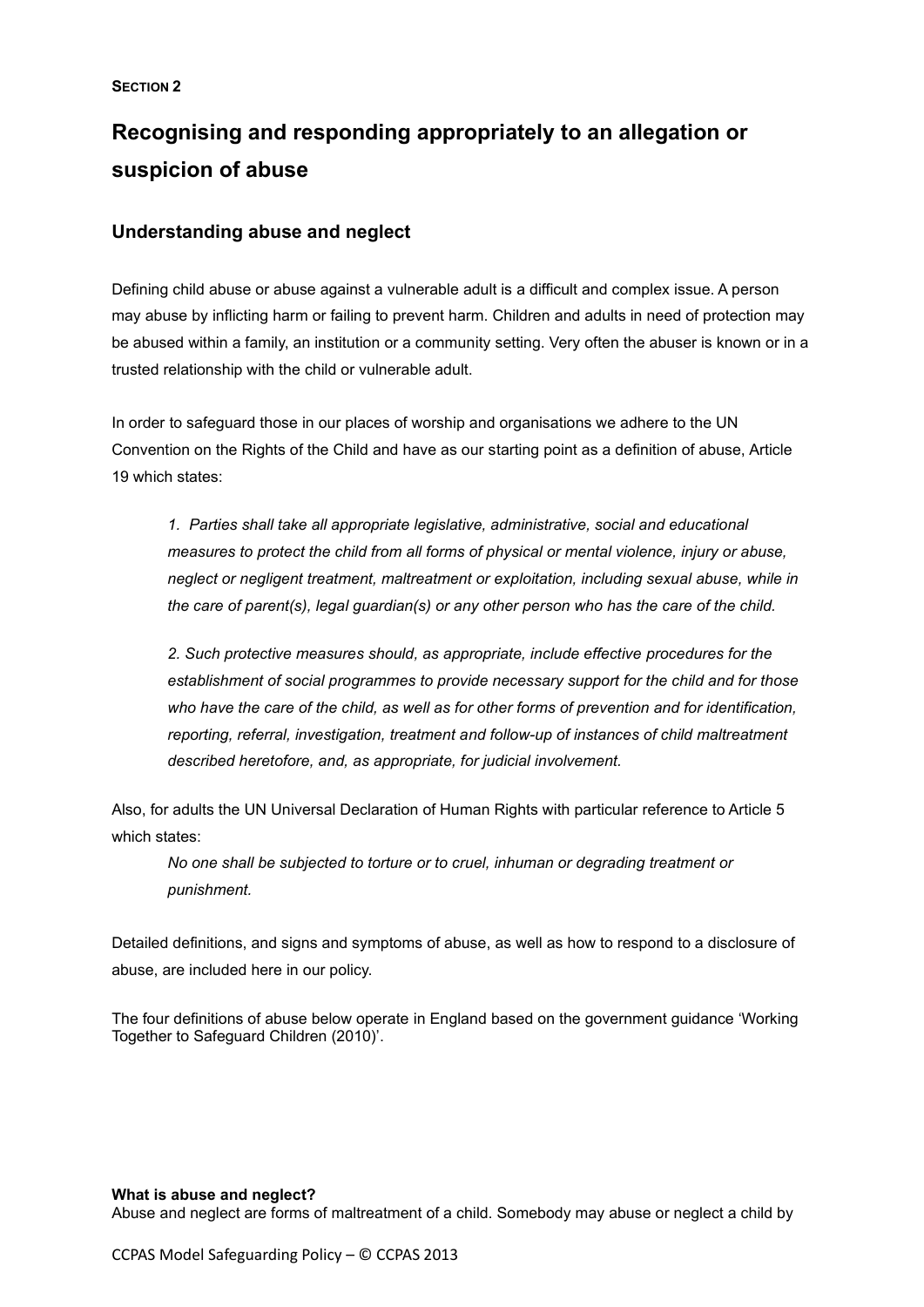**Section 2**

# Recognising and responding appropriately to an allegation or suspicion of abuse

## Understanding abuse and neglect

Defining child abuse or abuse against a vulnerable adult is a difficult and complex issue. A person may abuse by inflicting harm or failing to prevent harm. Children and adults in need of protection may be abused within a family, an institution or a community setting. Very often the abuser is known or in a trusted relationship with the child or vulnerable adult.

In order to safeguard those in our places of worship and organisations we adhere to the UN Convention on the Rights of the Child and have as our starting point as a definition of abuse, Article 19 which states:

> *1. Parties shall take all appropriate legislative, administrative, social and educational measures to protect the child from all forms of physical or mental violence, injury or abuse, neglect or negligent treatment, maltreatment or exploitation, including sexual abuse, while in the care of parent(s), legal guardian(s) or any other person who has the care of the child.*
>
> *2. Such protective measures should, as appropriate, include effective procedures for the establishment of social programmes to provide necessary support for the child and for those who have the care of the child, as well as for other forms of prevention and for identification, reporting, referral, investigation, treatment and follow-up of instances of child maltreatment described heretofore, and, as appropriate, for judicial involvement.*

Also, for adults the UN Universal Declaration of Human Rights with particular reference to Article 5 which states:

> *No one shall be subjected to torture or to cruel, inhuman or degrading treatment or punishment.*

Detailed definitions, and signs and symptoms of abuse, as well as how to respond to a disclosure of abuse, are included here in our policy.

The four definitions of abuse below operate in England based on the government guidance 'Working Together to Safeguard Children (2010)'.

**What is abuse and neglect?**
Abuse and neglect are forms of maltreatment of a child. Somebody may abuse or neglect a child by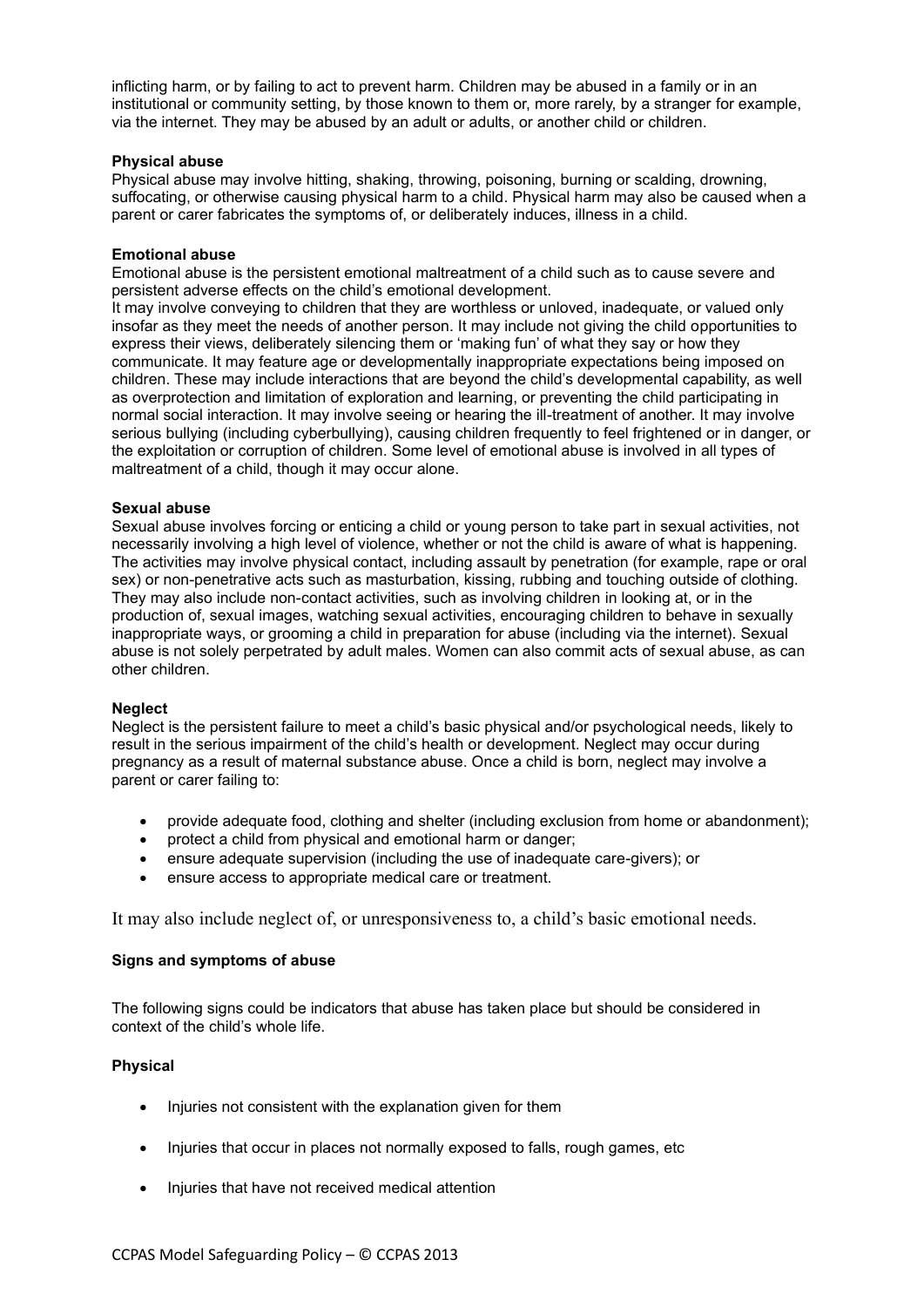inflicting harm, or by failing to act to prevent harm. Children may be abused in a family or in an institutional or community setting, by those known to them or, more rarely, by a stranger for example, via the internet. They may be abused by an adult or adults, or another child or children.

**Physical abuse**

Physical abuse may involve hitting, shaking, throwing, poisoning, burning or scalding, drowning, suffocating, or otherwise causing physical harm to a child. Physical harm may also be caused when a parent or carer fabricates the symptoms of, or deliberately induces, illness in a child.

**Emotional abuse**

Emotional abuse is the persistent emotional maltreatment of a child such as to cause severe and persistent adverse effects on the child's emotional development.

It may involve conveying to children that they are worthless or unloved, inadequate, or valued only insofar as they meet the needs of another person. It may include not giving the child opportunities to express their views, deliberately silencing them or 'making fun' of what they say or how they communicate. It may feature age or developmentally inappropriate expectations being imposed on children. These may include interactions that are beyond the child's developmental capability, as well as overprotection and limitation of exploration and learning, or preventing the child participating in normal social interaction. It may involve seeing or hearing the ill-treatment of another. It may involve serious bullying (including cyberbullying), causing children frequently to feel frightened or in danger, or the exploitation or corruption of children. Some level of emotional abuse is involved in all types of maltreatment of a child, though it may occur alone.

**Sexual abuse**

Sexual abuse involves forcing or enticing a child or young person to take part in sexual activities, not necessarily involving a high level of violence, whether or not the child is aware of what is happening. The activities may involve physical contact, including assault by penetration (for example, rape or oral sex) or non-penetrative acts such as masturbation, kissing, rubbing and touching outside of clothing. They may also include non-contact activities, such as involving children in looking at, or in the production of, sexual images, watching sexual activities, encouraging children to behave in sexually inappropriate ways, or grooming a child in preparation for abuse (including via the internet). Sexual abuse is not solely perpetrated by adult males. Women can also commit acts of sexual abuse, as can other children.

**Neglect**

Neglect is the persistent failure to meet a child's basic physical and/or psychological needs, likely to result in the serious impairment of the child's health or development. Neglect may occur during pregnancy as a result of maternal substance abuse. Once a child is born, neglect may involve a parent or carer failing to:

- provide adequate food, clothing and shelter (including exclusion from home or abandonment);
- protect a child from physical and emotional harm or danger;
- ensure adequate supervision (including the use of inadequate care-givers); or
- ensure access to appropriate medical care or treatment.

It may also include neglect of, or unresponsiveness to, a child's basic emotional needs.

**Signs and symptoms of abuse**

The following signs could be indicators that abuse has taken place but should be considered in context of the child's whole life.

**Physical**

- Injuries not consistent with the explanation given for them
- Injuries that occur in places not normally exposed to falls, rough games, etc
- Injuries that have not received medical attention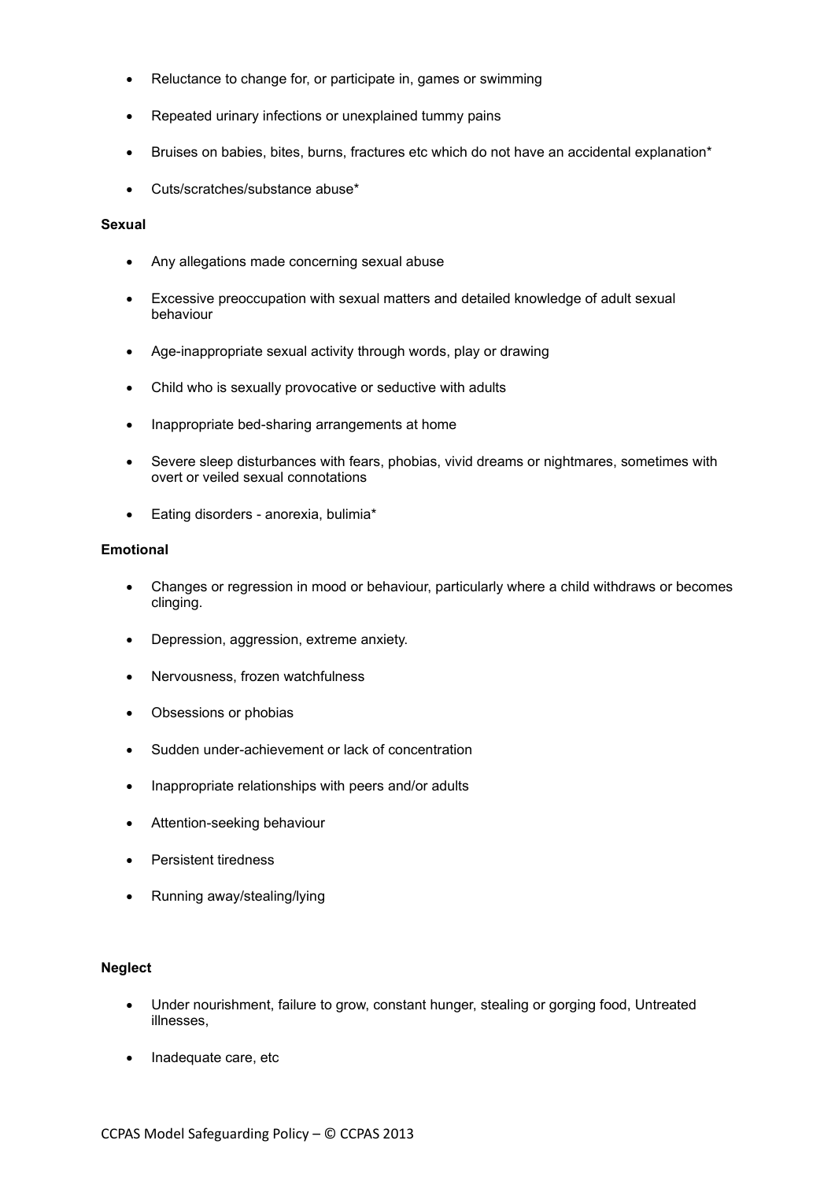- Reluctance to change for, or participate in, games or swimming
- Repeated urinary infections or unexplained tummy pains
- Bruises on babies, bites, burns, fractures etc which do not have an accidental explanation*
- Cuts/scratches/substance abuse*

**Sexual**

- Any allegations made concerning sexual abuse
- Excessive preoccupation with sexual matters and detailed knowledge of adult sexual behaviour
- Age-inappropriate sexual activity through words, play or drawing
- Child who is sexually provocative or seductive with adults
- Inappropriate bed-sharing arrangements at home
- Severe sleep disturbances with fears, phobias, vivid dreams or nightmares, sometimes with overt or veiled sexual connotations
- Eating disorders - anorexia, bulimia*

**Emotional**

- Changes or regression in mood or behaviour, particularly where a child withdraws or becomes clinging.
- Depression, aggression, extreme anxiety.
- Nervousness, frozen watchfulness
- Obsessions or phobias
- Sudden under-achievement or lack of concentration
- Inappropriate relationships with peers and/or adults
- Attention-seeking behaviour
- Persistent tiredness
- Running away/stealing/lying

**Neglect**

- Under nourishment, failure to grow, constant hunger, stealing or gorging food, Untreated illnesses,
- Inadequate care, etc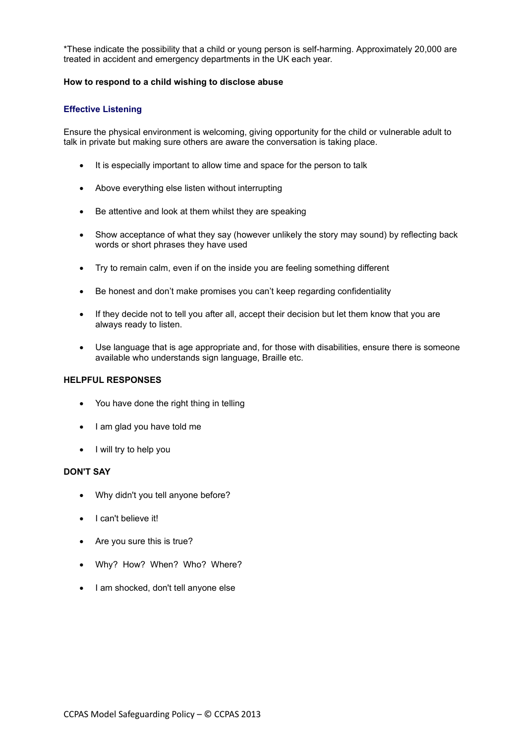*These indicate the possibility that a child or young person is self-harming. Approximately 20,000 are treated in accident and emergency departments in the UK each year.

**How to respond to a child wishing to disclose abuse**

### Effective Listening

Ensure the physical environment is welcoming, giving opportunity for the child or vulnerable adult to talk in private but making sure others are aware the conversation is taking place.

- It is especially important to allow time and space for the person to talk
- Above everything else listen without interrupting
- Be attentive and look at them whilst they are speaking
- Show acceptance of what they say (however unlikely the story may sound) by reflecting back words or short phrases they have used
- Try to remain calm, even if on the inside you are feeling something different
- Be honest and don't make promises you can't keep regarding confidentiality
- If they decide not to tell you after all, accept their decision but let them know that you are always ready to listen.
- Use language that is age appropriate and, for those with disabilities, ensure there is someone available who understands sign language, Braille etc.

**HELPFUL RESPONSES**

- You have done the right thing in telling
- I am glad you have told me
- I will try to help you

**DON'T SAY**

- Why didn't you tell anyone before?
- I can't believe it!
- Are you sure this is true?
- Why? How? When? Who? Where?
- I am shocked, don't tell anyone else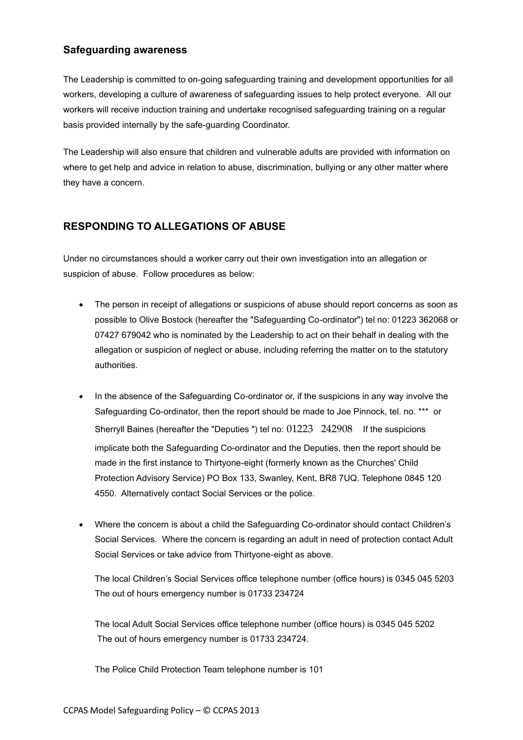## Safeguarding awareness

The Leadership is committed to on-going safeguarding training and development opportunities for all workers, developing a culture of awareness of safeguarding issues to help protect everyone. All our workers will receive induction training and undertake recognised safeguarding training on a regular basis provided internally by the safe-guarding Coordinator.

The Leadership will also ensure that children and vulnerable adults are provided with information on where to get help and advice in relation to abuse, discrimination, bullying or any other matter where they have a concern.

## RESPONDING TO ALLEGATIONS OF ABUSE

Under no circumstances should a worker carry out their own investigation into an allegation or suspicion of abuse. Follow procedures as below:

- The person in receipt of allegations or suspicions of abuse should report concerns as soon as possible to Olive Bostock (hereafter the "Safeguarding Co-ordinator") tel no: 01223 362068 or 07427 679042 who is nominated by the Leadership to act on their behalf in dealing with the allegation or suspicion of neglect or abuse, including referring the matter on to the statutory authorities.

- In the absence of the Safeguarding Co-ordinator or, if the suspicions in any way involve the Safeguarding Co-ordinator, then the report should be made to Joe Pinnock, tel. no. *** or Sherryll Baines (hereafter the "Deputies ") tel no: 01223 242908 If the suspicions implicate both the Safeguarding Co-ordinator and the Deputies, then the report should be made in the first instance to Thirtyone-eight (formerly known as the Churches' Child Protection Advisory Service) PO Box 133, Swanley, Kent, BR8 7UQ. Telephone 0845 120 4550. Alternatively contact Social Services or the police.

- Where the concern is about a child the Safeguarding Co-ordinator should contact Children's Social Services. Where the concern is regarding an adult in need of protection contact Adult Social Services or take advice from Thirtyone-eight as above.

  The local Children's Social Services office telephone number (office hours) is 0345 045 5203
  The out of hours emergency number is 01733 234724

  The local Adult Social Services office telephone number (office hours) is 0345 045 5202
  The out of hours emergency number is 01733 234724.

  The Police Child Protection Team telephone number is 101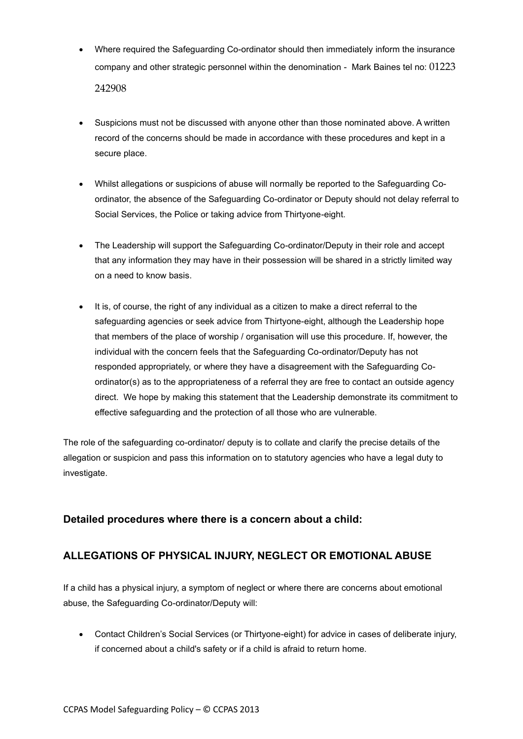- Where required the Safeguarding Co-ordinator should then immediately inform the insurance company and other strategic personnel within the denomination - Mark Baines tel no: 01223 242908

- Suspicions must not be discussed with anyone other than those nominated above. A written record of the concerns should be made in accordance with these procedures and kept in a secure place.

- Whilst allegations or suspicions of abuse will normally be reported to the Safeguarding Co-ordinator, the absence of the Safeguarding Co-ordinator or Deputy should not delay referral to Social Services, the Police or taking advice from Thirtyone-eight.

- The Leadership will support the Safeguarding Co-ordinator/Deputy in their role and accept that any information they may have in their possession will be shared in a strictly limited way on a need to know basis.

- It is, of course, the right of any individual as a citizen to make a direct referral to the safeguarding agencies or seek advice from Thirtyone-eight, although the Leadership hope that members of the place of worship / organisation will use this procedure. If, however, the individual with the concern feels that the Safeguarding Co-ordinator/Deputy has not responded appropriately, or where they have a disagreement with the Safeguarding Co-ordinator(s) as to the appropriateness of a referral they are free to contact an outside agency direct. We hope by making this statement that the Leadership demonstrate its commitment to effective safeguarding and the protection of all those who are vulnerable.

The role of the safeguarding co-ordinator/ deputy is to collate and clarify the precise details of the allegation or suspicion and pass this information on to statutory agencies who have a legal duty to investigate.

### Detailed procedures where there is a concern about a child:

### ALLEGATIONS OF PHYSICAL INJURY, NEGLECT OR EMOTIONAL ABUSE

If a child has a physical injury, a symptom of neglect or where there are concerns about emotional abuse, the Safeguarding Co-ordinator/Deputy will:

- Contact Children's Social Services (or Thirtyone-eight) for advice in cases of deliberate injury, if concerned about a child's safety or if a child is afraid to return home.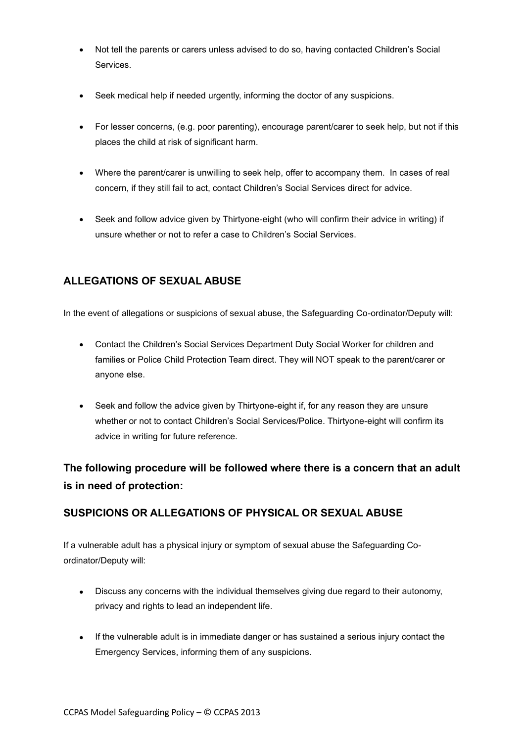- Not tell the parents or carers unless advised to do so, having contacted Children's Social Services.

- Seek medical help if needed urgently, informing the doctor of any suspicions.

- For lesser concerns, (e.g. poor parenting), encourage parent/carer to seek help, but not if this places the child at risk of significant harm.

- Where the parent/carer is unwilling to seek help, offer to accompany them. In cases of real concern, if they still fail to act, contact Children's Social Services direct for advice.

- Seek and follow advice given by Thirtyone-eight (who will confirm their advice in writing) if unsure whether or not to refer a case to Children's Social Services.

### ALLEGATIONS OF SEXUAL ABUSE

In the event of allegations or suspicions of sexual abuse, the Safeguarding Co-ordinator/Deputy will:

- Contact the Children's Social Services Department Duty Social Worker for children and families or Police Child Protection Team direct. They will NOT speak to the parent/carer or anyone else.

- Seek and follow the advice given by Thirtyone-eight if, for any reason they are unsure whether or not to contact Children's Social Services/Police. Thirtyone-eight will confirm its advice in writing for future reference.

## The following procedure will be followed where there is a concern that an adult is in need of protection:

### SUSPICIONS OR ALLEGATIONS OF PHYSICAL OR SEXUAL ABUSE

If a vulnerable adult has a physical injury or symptom of sexual abuse the Safeguarding Co-ordinator/Deputy will:

- Discuss any concerns with the individual themselves giving due regard to their autonomy, privacy and rights to lead an independent life.

- If the vulnerable adult is in immediate danger or has sustained a serious injury contact the Emergency Services, informing them of any suspicions.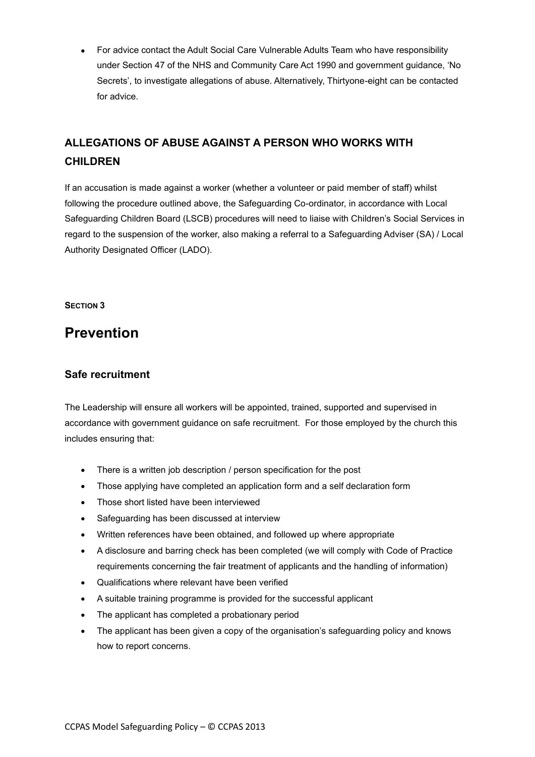- For advice contact the Adult Social Care Vulnerable Adults Team who have responsibility under Section 47 of the NHS and Community Care Act 1990 and government guidance, 'No Secrets', to investigate allegations of abuse. Alternatively, Thirtyone-eight can be contacted for advice.

## ALLEGATIONS OF ABUSE AGAINST A PERSON WHO WORKS WITH CHILDREN

If an accusation is made against a worker (whether a volunteer or paid member of staff) whilst following the procedure outlined above, the Safeguarding Co-ordinator, in accordance with Local Safeguarding Children Board (LSCB) procedures will need to liaise with Children's Social Services in regard to the suspension of the worker, also making a referral to a Safeguarding Adviser (SA) / Local Authority Designated Officer (LADO).

**SECTION 3**

# Prevention

### Safe recruitment

The Leadership will ensure all workers will be appointed, trained, supported and supervised in accordance with government guidance on safe recruitment. For those employed by the church this includes ensuring that:

- There is a written job description / person specification for the post
- Those applying have completed an application form and a self declaration form
- Those short listed have been interviewed
- Safeguarding has been discussed at interview
- Written references have been obtained, and followed up where appropriate
- A disclosure and barring check has been completed (we will comply with Code of Practice requirements concerning the fair treatment of applicants and the handling of information)
- Qualifications where relevant have been verified
- A suitable training programme is provided for the successful applicant
- The applicant has completed a probationary period
- The applicant has been given a copy of the organisation's safeguarding policy and knows how to report concerns.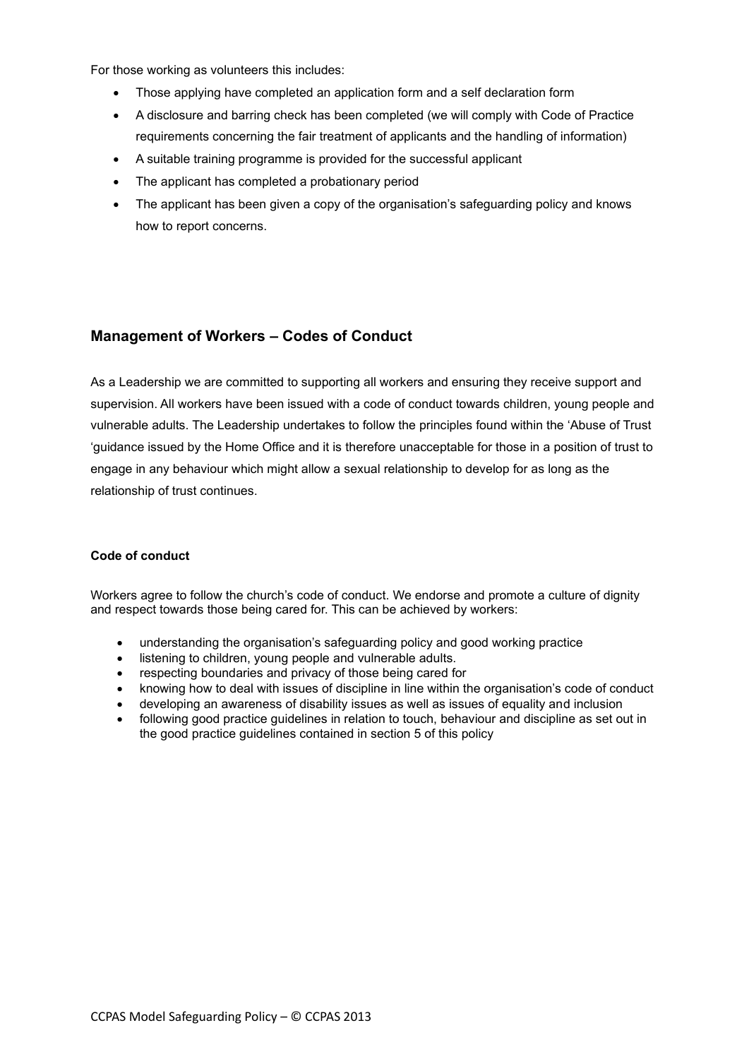For those working as volunteers this includes:

- Those applying have completed an application form and a self declaration form
- A disclosure and barring check has been completed (we will comply with Code of Practice requirements concerning the fair treatment of applicants and the handling of information)
- A suitable training programme is provided for the successful applicant
- The applicant has completed a probationary period
- The applicant has been given a copy of the organisation's safeguarding policy and knows how to report concerns.

## Management of Workers – Codes of Conduct

As a Leadership we are committed to supporting all workers and ensuring they receive support and supervision. All workers have been issued with a code of conduct towards children, young people and vulnerable adults. The Leadership undertakes to follow the principles found within the 'Abuse of Trust 'guidance issued by the Home Office and it is therefore unacceptable for those in a position of trust to engage in any behaviour which might allow a sexual relationship to develop for as long as the relationship of trust continues.

### Code of conduct

Workers agree to follow the church's code of conduct. We endorse and promote a culture of dignity and respect towards those being cared for. This can be achieved by workers:

- understanding the organisation's safeguarding policy and good working practice
- listening to children, young people and vulnerable adults.
- respecting boundaries and privacy of those being cared for
- knowing how to deal with issues of discipline in line within the organisation's code of conduct
- developing an awareness of disability issues as well as issues of equality and inclusion
- following good practice guidelines in relation to touch, behaviour and discipline as set out in the good practice guidelines contained in section 5 of this policy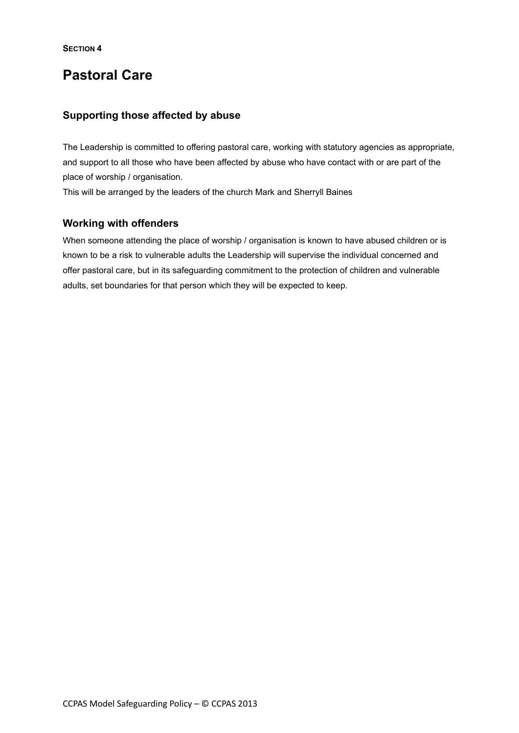**SECTION 4**

# Pastoral Care

## Supporting those affected by abuse

The Leadership is committed to offering pastoral care, working with statutory agencies as appropriate, and support to all those who have been affected by abuse who have contact with or are part of the place of worship / organisation.
This will be arranged by the leaders of the church Mark and Sherryll Baines

## Working with offenders

When someone attending the place of worship / organisation is known to have abused children or is known to be a risk to vulnerable adults the Leadership will supervise the individual concerned and offer pastoral care, but in its safeguarding commitment to the protection of children and vulnerable adults, set boundaries for that person which they will be expected to keep.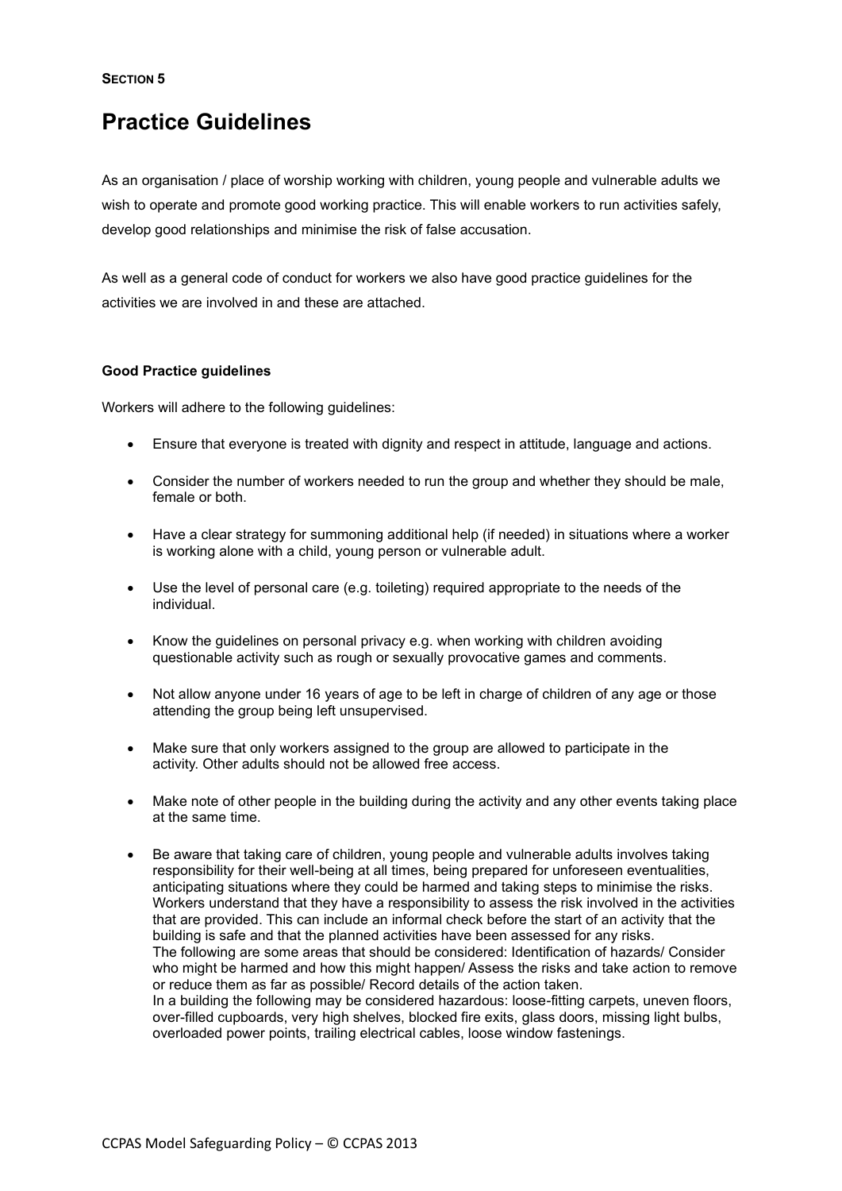**SECTION 5**

# Practice Guidelines

As an organisation / place of worship working with children, young people and vulnerable adults we wish to operate and promote good working practice. This will enable workers to run activities safely, develop good relationships and minimise the risk of false accusation.

As well as a general code of conduct for workers we also have good practice guidelines for the activities we are involved in and these are attached.

**Good Practice guidelines**

Workers will adhere to the following guidelines:

- Ensure that everyone is treated with dignity and respect in attitude, language and actions.
- Consider the number of workers needed to run the group and whether they should be male, female or both.
- Have a clear strategy for summoning additional help (if needed) in situations where a worker is working alone with a child, young person or vulnerable adult.
- Use the level of personal care (e.g. toileting) required appropriate to the needs of the individual.
- Know the guidelines on personal privacy e.g. when working with children avoiding questionable activity such as rough or sexually provocative games and comments.
- Not allow anyone under 16 years of age to be left in charge of children of any age or those attending the group being left unsupervised.
- Make sure that only workers assigned to the group are allowed to participate in the activity. Other adults should not be allowed free access.
- Make note of other people in the building during the activity and any other events taking place at the same time.
- Be aware that taking care of children, young people and vulnerable adults involves taking responsibility for their well-being at all times, being prepared for unforeseen eventualities, anticipating situations where they could be harmed and taking steps to minimise the risks. Workers understand that they have a responsibility to assess the risk involved in the activities that are provided. This can include an informal check before the start of an activity that the building is safe and that the planned activities have been assessed for any risks.
  The following are some areas that should be considered: Identification of hazards/ Consider who might be harmed and how this might happen/ Assess the risks and take action to remove or reduce them as far as possible/ Record details of the action taken.
  In a building the following may be considered hazardous: loose-fitting carpets, uneven floors, over-filled cupboards, very high shelves, blocked fire exits, glass doors, missing light bulbs, overloaded power points, trailing electrical cables, loose window fastenings.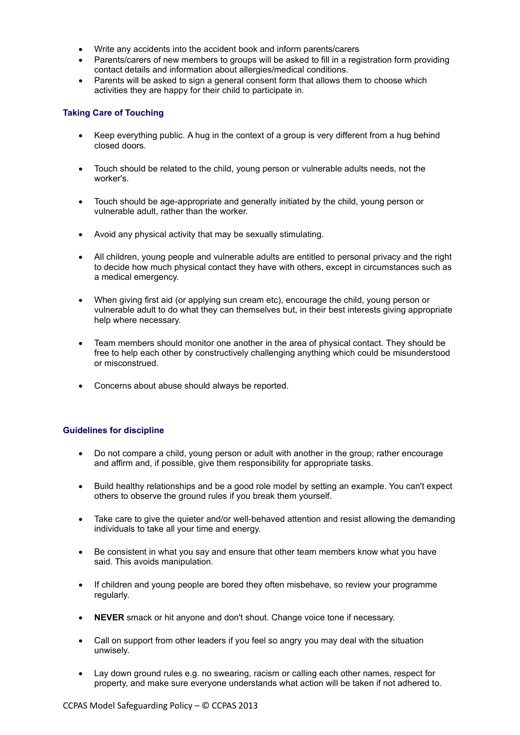- Write any accidents into the accident book and inform parents/carers
- Parents/carers of new members to groups will be asked to fill in a registration form providing contact details and information about allergies/medical conditions.
- Parents will be asked to sign a general consent form that allows them to choose which activities they are happy for their child to participate in.

### Taking Care of Touching

- Keep everything public. A hug in the context of a group is very different from a hug behind closed doors.
- Touch should be related to the child, young person or vulnerable adults needs, not the worker's.
- Touch should be age-appropriate and generally initiated by the child, young person or vulnerable adult, rather than the worker.
- Avoid any physical activity that may be sexually stimulating.
- All children, young people and vulnerable adults are entitled to personal privacy and the right to decide how much physical contact they have with others, except in circumstances such as a medical emergency.
- When giving first aid (or applying sun cream etc), encourage the child, young person or vulnerable adult to do what they can themselves but, in their best interests giving appropriate help where necessary.
- Team members should monitor one another in the area of physical contact. They should be free to help each other by constructively challenging anything which could be misunderstood or misconstrued.
- Concerns about abuse should always be reported.

### Guidelines for discipline

- Do not compare a child, young person or adult with another in the group; rather encourage and affirm and, if possible, give them responsibility for appropriate tasks.
- Build healthy relationships and be a good role model by setting an example. You can't expect others to observe the ground rules if you break them yourself.
- Take care to give the quieter and/or well-behaved attention and resist allowing the demanding individuals to take all your time and energy.
- Be consistent in what you say and ensure that other team members know what you have said. This avoids manipulation.
- If children and young people are bored they often misbehave, so review your programme regularly.
- **NEVER** smack or hit anyone and don't shout. Change voice tone if necessary.
- Call on support from other leaders if you feel so angry you may deal with the situation unwisely.
- Lay down ground rules e.g. no swearing, racism or calling each other names, respect for property, and make sure everyone understands what action will be taken if not adhered to.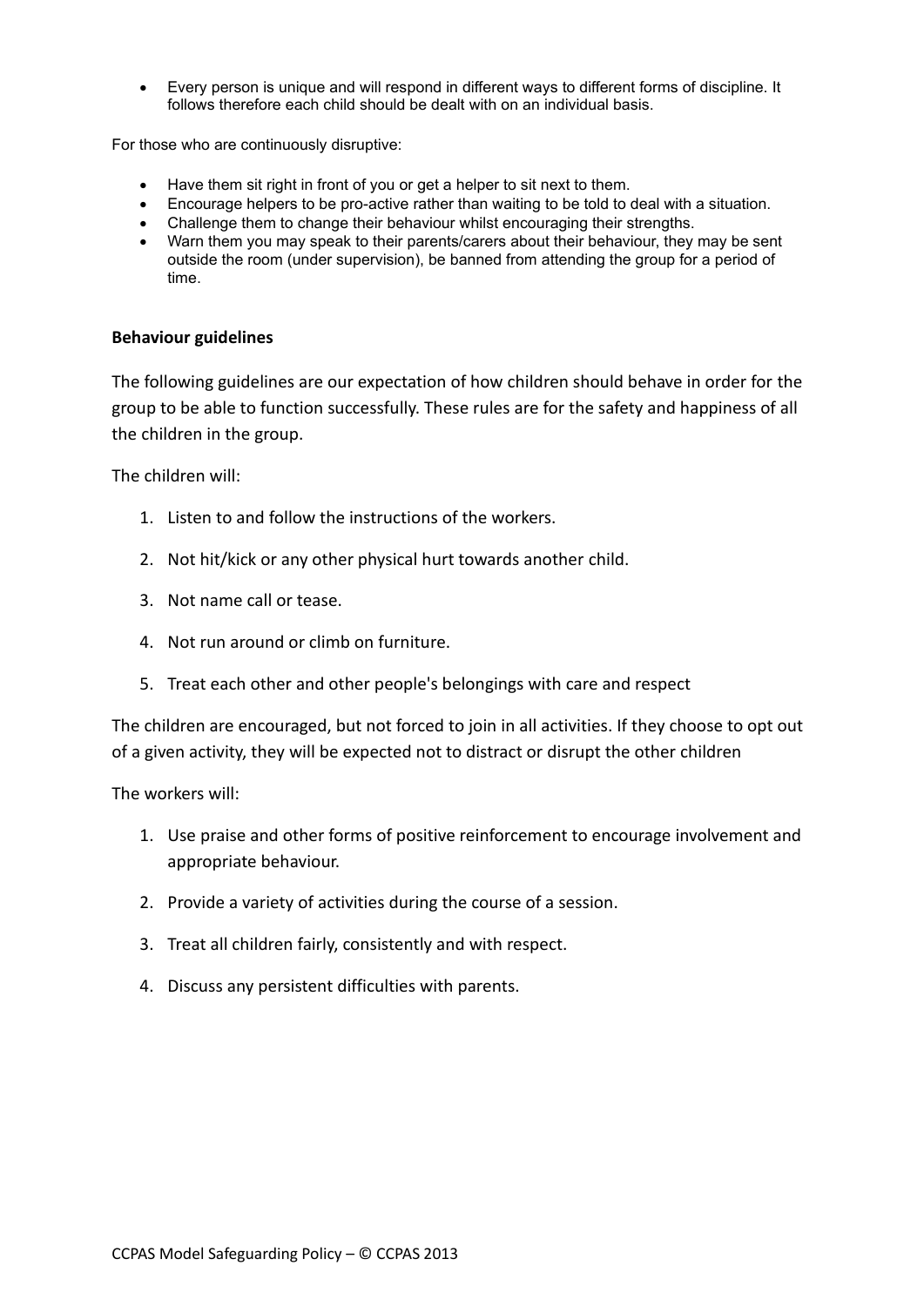- Every person is unique and will respond in different ways to different forms of discipline. It follows therefore each child should be dealt with on an individual basis.

For those who are continuously disruptive:

- Have them sit right in front of you or get a helper to sit next to them.
- Encourage helpers to be pro-active rather than waiting to be told to deal with a situation.
- Challenge them to change their behaviour whilst encouraging their strengths.
- Warn them you may speak to their parents/carers about their behaviour, they may be sent outside the room (under supervision), be banned from attending the group for a period of time.

**Behaviour guidelines**

The following guidelines are our expectation of how children should behave in order for the group to be able to function successfully. These rules are for the safety and happiness of all the children in the group.

The children will:

1. Listen to and follow the instructions of the workers.
2. Not hit/kick or any other physical hurt towards another child.
3. Not name call or tease.
4. Not run around or climb on furniture.
5. Treat each other and other people's belongings with care and respect

The children are encouraged, but not forced to join in all activities. If they choose to opt out of a given activity, they will be expected not to distract or disrupt the other children

The workers will:

1. Use praise and other forms of positive reinforcement to encourage involvement and appropriate behaviour.
2. Provide a variety of activities during the course of a session.
3. Treat all children fairly, consistently and with respect.
4. Discuss any persistent difficulties with parents.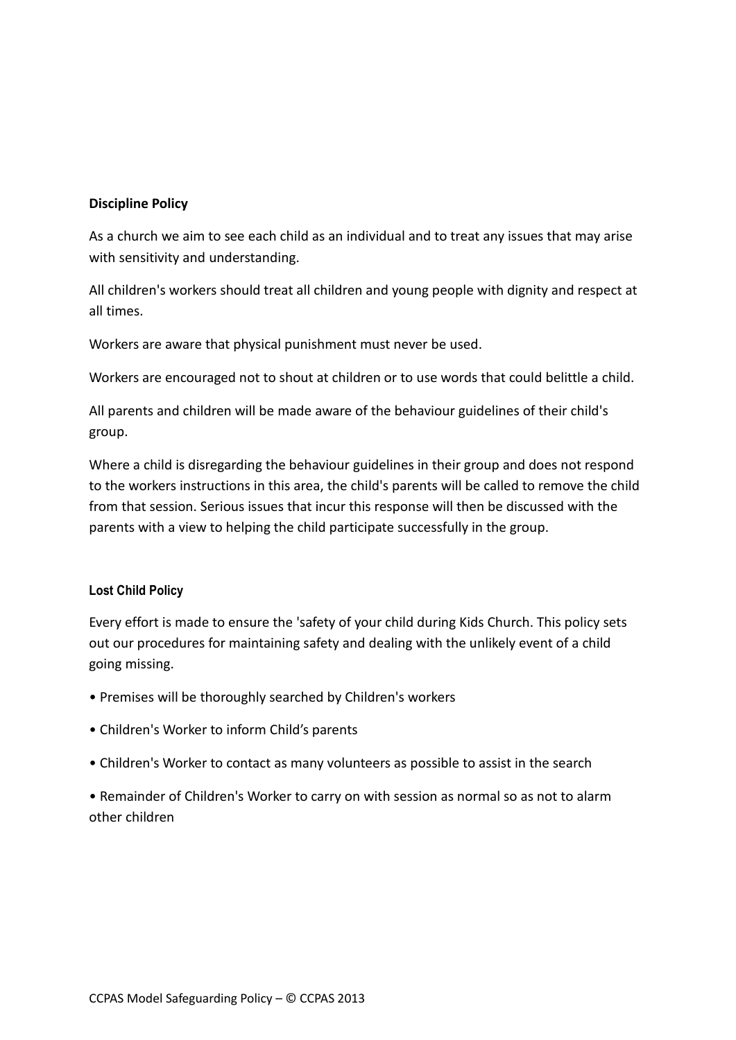**Discipline Policy**

As a church we aim to see each child as an individual and to treat any issues that may arise with sensitivity and understanding.

All children's workers should treat all children and young people with dignity and respect at all times.

Workers are aware that physical punishment must never be used.

Workers are encouraged not to shout at children or to use words that could belittle a child.

All parents and children will be made aware of the behaviour guidelines of their child's group.

Where a child is disregarding the behaviour guidelines in their group and does not respond to the workers instructions in this area, the child's parents will be called to remove the child from that session. Serious issues that incur this response will then be discussed with the parents with a view to helping the child participate successfully in the group.

**Lost Child Policy**

Every effort is made to ensure the 'safety of your child during Kids Church. This policy sets out our procedures for maintaining safety and dealing with the unlikely event of a child going missing.

- Premises will be thoroughly searched by Children's workers
- Children's Worker to inform Child’s parents
- Children's Worker to contact as many volunteers as possible to assist in the search
- Remainder of Children's Worker to carry on with session as normal so as not to alarm other children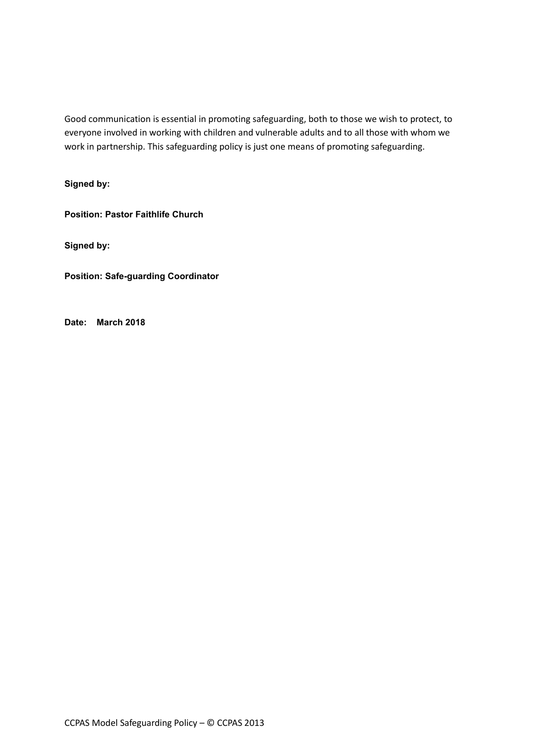Good communication is essential in promoting safeguarding, both to those we wish to protect, to everyone involved in working with children and vulnerable adults and to all those with whom we work in partnership. This safeguarding policy is just one means of promoting safeguarding.

**Signed by:**

**Position: Pastor Faithlife Church**

**Signed by:**

**Position: Safe-guarding Coordinator**

**Date: March 2018**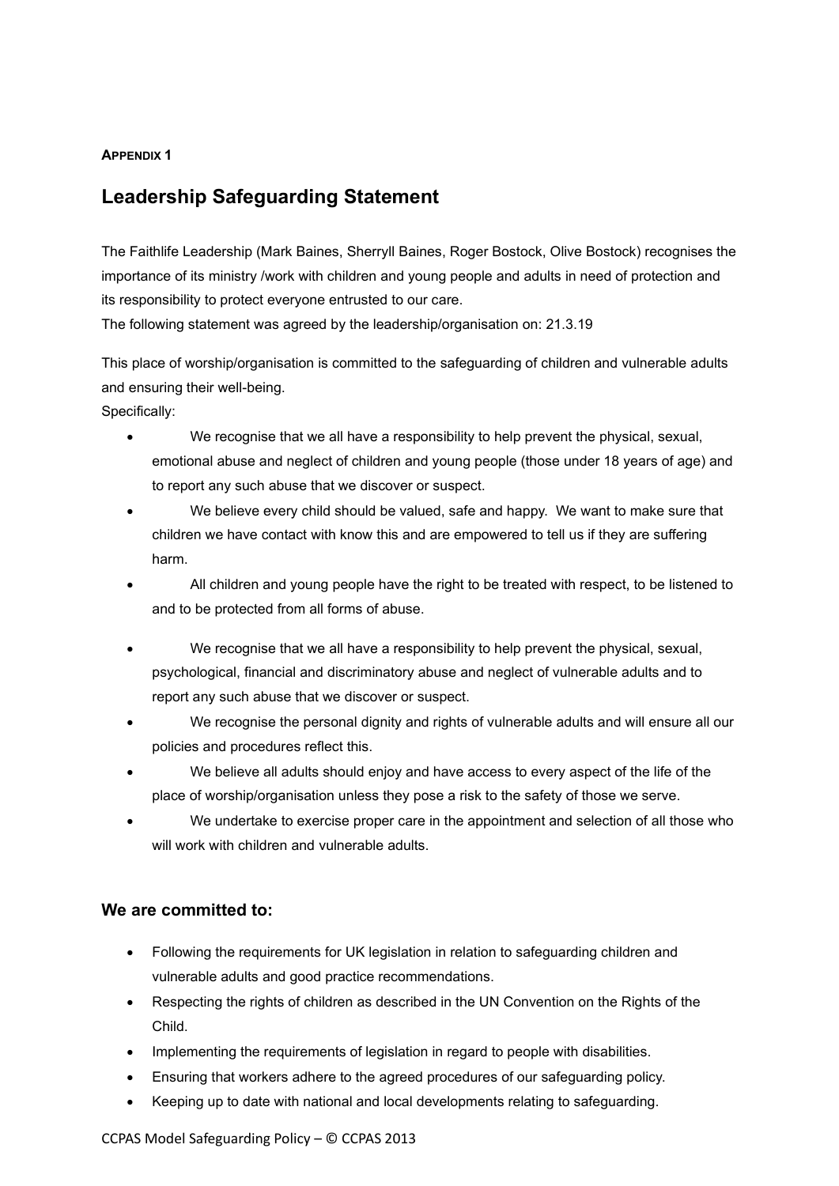**APPENDIX 1**

## Leadership Safeguarding Statement

The Faithlife Leadership (Mark Baines, Sherryll Baines, Roger Bostock, Olive Bostock) recognises the importance of its ministry /work with children and young people and adults in need of protection and its responsibility to protect everyone entrusted to our care.

The following statement was agreed by the leadership/organisation on: 21.3.19

This place of worship/organisation is committed to the safeguarding of children and vulnerable adults and ensuring their well-being.

Specifically:

- We recognise that we all have a responsibility to help prevent the physical, sexual, emotional abuse and neglect of children and young people (those under 18 years of age) and to report any such abuse that we discover or suspect.
- We believe every child should be valued, safe and happy. We want to make sure that children we have contact with know this and are empowered to tell us if they are suffering harm.
- All children and young people have the right to be treated with respect, to be listened to and to be protected from all forms of abuse.
- We recognise that we all have a responsibility to help prevent the physical, sexual, psychological, financial and discriminatory abuse and neglect of vulnerable adults and to report any such abuse that we discover or suspect.
- We recognise the personal dignity and rights of vulnerable adults and will ensure all our policies and procedures reflect this.
- We believe all adults should enjoy and have access to every aspect of the life of the place of worship/organisation unless they pose a risk to the safety of those we serve.
- We undertake to exercise proper care in the appointment and selection of all those who will work with children and vulnerable adults.

### We are committed to:

- Following the requirements for UK legislation in relation to safeguarding children and vulnerable adults and good practice recommendations.
- Respecting the rights of children as described in the UN Convention on the Rights of the Child.
- Implementing the requirements of legislation in regard to people with disabilities.
- Ensuring that workers adhere to the agreed procedures of our safeguarding policy.
- Keeping up to date with national and local developments relating to safeguarding.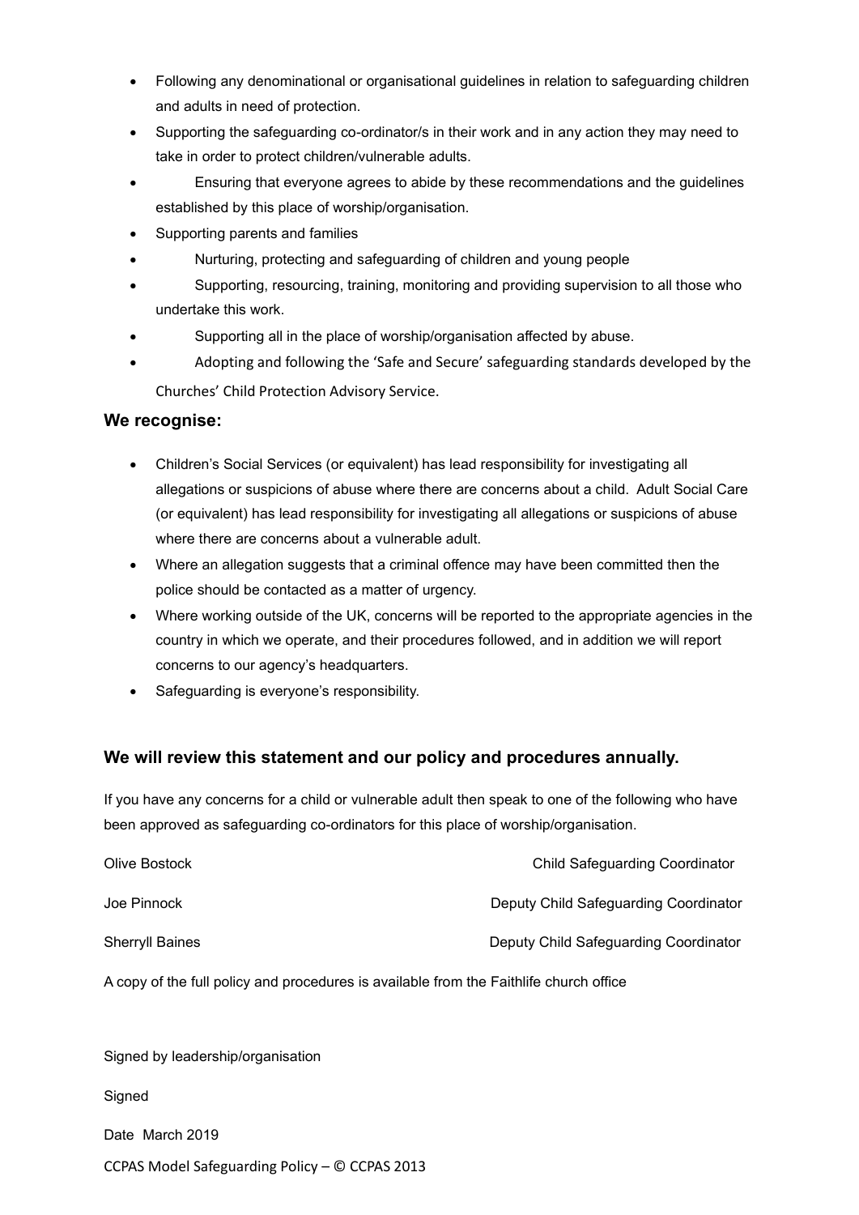- Following any denominational or organisational guidelines in relation to safeguarding children and adults in need of protection.
- Supporting the safeguarding co-ordinator/s in their work and in any action they may need to take in order to protect children/vulnerable adults.
- Ensuring that everyone agrees to abide by these recommendations and the guidelines established by this place of worship/organisation.
- Supporting parents and families
- Nurturing, protecting and safeguarding of children and young people
- Supporting, resourcing, training, monitoring and providing supervision to all those who undertake this work.
- Supporting all in the place of worship/organisation affected by abuse.
- Adopting and following the 'Safe and Secure' safeguarding standards developed by the Churches' Child Protection Advisory Service.

### We recognise:

- Children's Social Services (or equivalent) has lead responsibility for investigating all allegations or suspicions of abuse where there are concerns about a child. Adult Social Care (or equivalent) has lead responsibility for investigating all allegations or suspicions of abuse where there are concerns about a vulnerable adult.
- Where an allegation suggests that a criminal offence may have been committed then the police should be contacted as a matter of urgency.
- Where working outside of the UK, concerns will be reported to the appropriate agencies in the country in which we operate, and their procedures followed, and in addition we will report concerns to our agency's headquarters.
- Safeguarding is everyone's responsibility.

### We will review this statement and our policy and procedures annually.

If you have any concerns for a child or vulnerable adult then speak to one of the following who have been approved as safeguarding co-ordinators for this place of worship/organisation.

| | |
|---|---|
| Olive Bostock | Child Safeguarding Coordinator |
| Joe Pinnock | Deputy Child Safeguarding Coordinator |
| Sherryll Baines | Deputy Child Safeguarding Coordinator |

A copy of the full policy and procedures is available from the Faithlife church office

Signed by leadership/organisation

Signed

Date March 2019

CCPAS Model Safeguarding Policy – © CCPAS 2013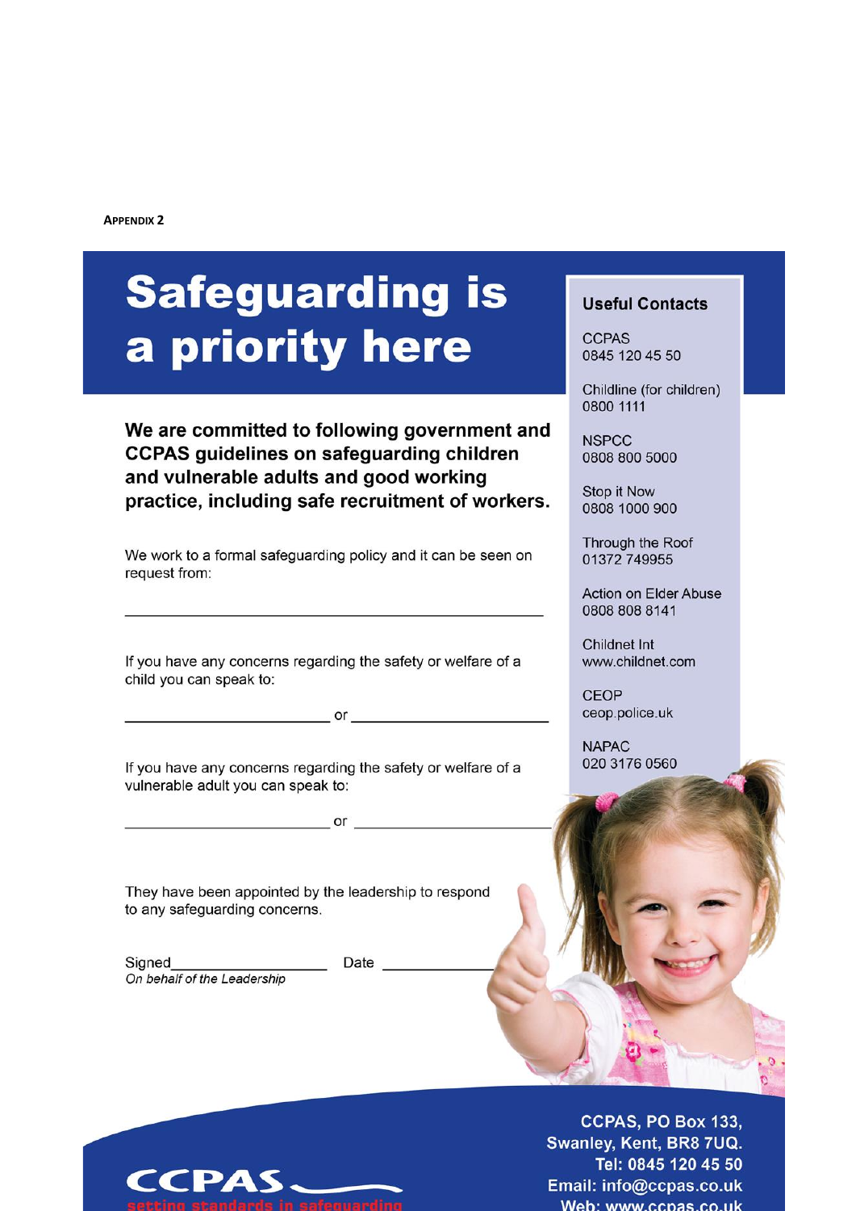**APPENDIX 2**

# Safeguarding is a priority here

**We are committed to following government and CCPAS guidelines on safeguarding children and vulnerable adults and good working practice, including safe recruitment of workers.**

We work to a formal safeguarding policy and it can be seen on request from:

\_\_\_\_\_\_\_\_\_\_\_\_\_\_\_\_\_\_\_\_\_\_\_\_\_\_\_\_\_\_\_\_\_\_\_\_\_\_\_\_\_\_\_\_\_\_

If you have any concerns regarding the safety or welfare of a child you can speak to:

\_\_\_\_\_\_\_\_\_\_\_\_\_\_\_\_\_\_\_\_\_\_\_ or \_\_\_\_\_\_\_\_\_\_\_\_\_\_\_\_\_\_\_\_\_\_\_

If you have any concerns regarding the safety or welfare of a vulnerable adult you can speak to:

\_\_\_\_\_\_\_\_\_\_\_\_\_\_\_\_\_\_\_\_\_\_\_ or \_\_\_\_\_\_\_\_\_\_\_\_\_\_\_\_\_\_\_\_\_\_\_

They have been appointed by the leadership to respond to any safeguarding concerns.

Signed\_\_\_\_\_\_\_\_\_\_\_\_\_\_\_\_\_\_ Date \_\_\_\_\_\_\_\_\_\_\_\_
*On behalf of the Leadership*

## Useful Contacts

CCPAS
0845 120 45 50

Childline (for children)
0800 1111

NSPCC
0808 800 5000

Stop it Now
0808 1000 900

Through the Roof
01372 749955

Action on Elder Abuse
0808 808 8141

Childnet Int
www.childnet.com

CEOP
ceop.police.uk

NAPAC
020 3176 0560

**CCPAS**
setting standards in safeguarding

**CCPAS, PO Box 133,**
**Swanley, Kent, BR8 7UQ.**
**Tel: 0845 120 45 50**
**Email: info@ccpas.co.uk**
**Web: www.ccpas.co.uk**